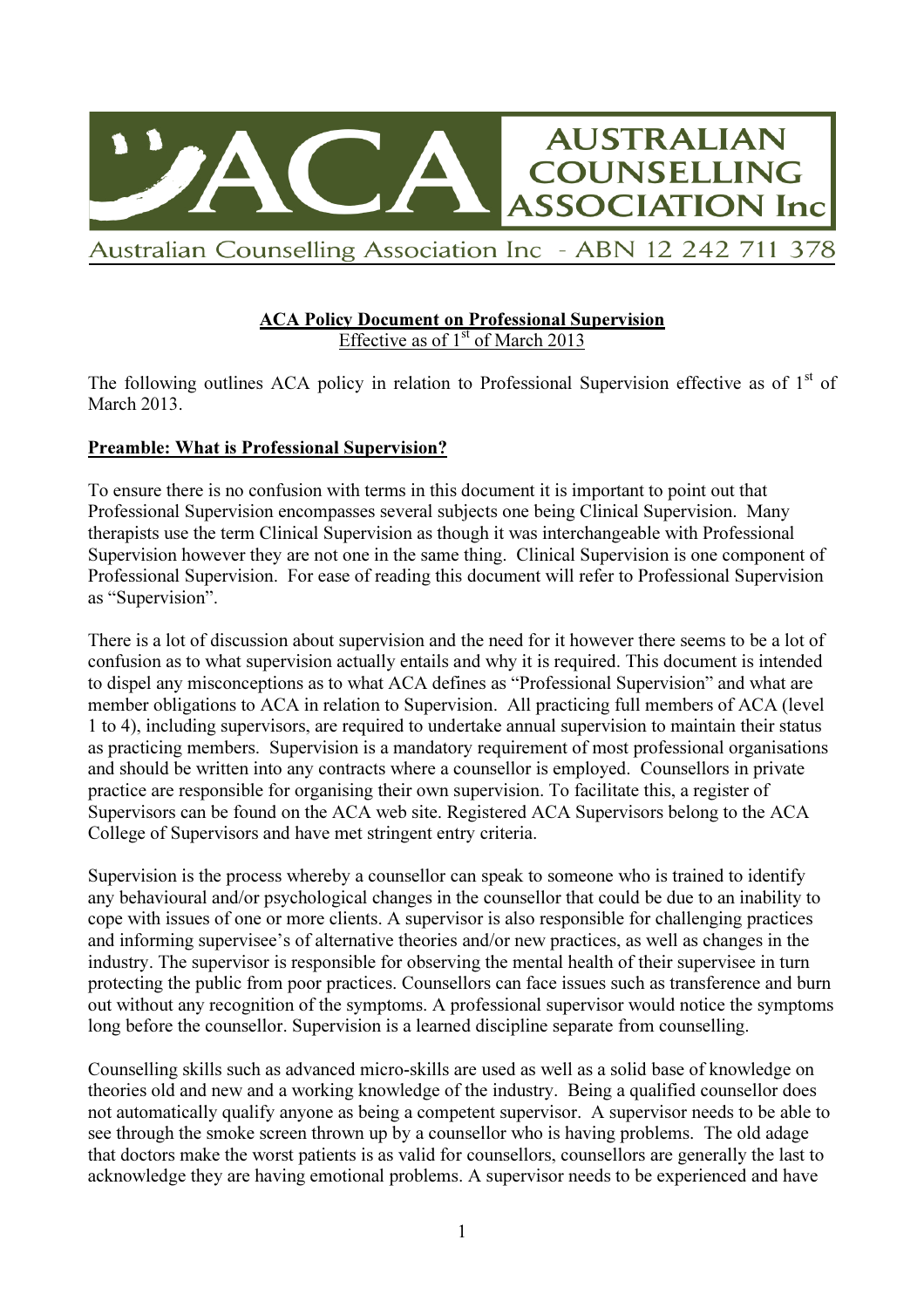# AUSTRALIAN COUNSELLING ASSOCIATION Inc

Australian Counselling Association Inc - ABN 12 242 711 378

## ACA Policy Document on Professional Supervision

Effective as of 1st of March 2013

The following outlines ACA policy in relation to Professional Supervision effective as of 1st of March 2013.

### Preamble: What is Professional Supervision?

To ensure there is no confusion with terms in this document it is important to point out that Professional Supervision encompasses several subjects one being Clinical Supervision. Many therapists use the term Clinical Supervision as though it was interchangeable with Professional Supervision however they are not one in the same thing. Clinical Supervision is one component of Professional Supervision. For ease of reading this document will refer to Professional Supervision as "Supervision".

There is a lot of discussion about supervision and the need for it however there seems to be a lot of confusion as to what supervision actually entails and why it is required. This document is intended to dispel any misconceptions as to what ACA defines as "Professional Supervision" and what are member obligations to ACA in relation to Supervision. All practicing full members of ACA (level 1 to 4), including supervisors, are required to undertake annual supervision to maintain their status as practicing members. Supervision is a mandatory requirement of most professional organisations and should be written into any contracts where a counsellor is employed. Counsellors in private practice are responsible for organising their own supervision. To facilitate this, a register of Supervisors can be found on the ACA web site. Registered ACA Supervisors belong to the ACA College of Supervisors and have met stringent entry criteria.

Supervision is the process whereby a counsellor can speak to someone who is trained to identify any behavioural and/or psychological changes in the counsellor that could be due to an inability to cope with issues of one or more clients. A supervisor is also responsible for challenging practices and informing supervisee's of alternative theories and/or new practices, as well as changes in the industry. The supervisor is responsible for observing the mental health of their supervisee in turn protecting the public from poor practices. Counsellors can face issues such as transference and burn out without any recognition of the symptoms. A professional supervisor would notice the symptoms long before the counsellor. Supervision is a learned discipline separate from counselling.

Counselling skills such as advanced micro-skills are used as well as a solid base of knowledge on theories old and new and a working knowledge of the industry. Being a qualified counsellor does not automatically qualify anyone as being a competent supervisor. A supervisor needs to be able to see through the smoke screen thrown up by a counsellor who is having problems. The old adage that doctors make the worst patients is as valid for counsellors, counsellors are generally the last to acknowledge they are having emotional problems. A supervisor needs to be experienced and have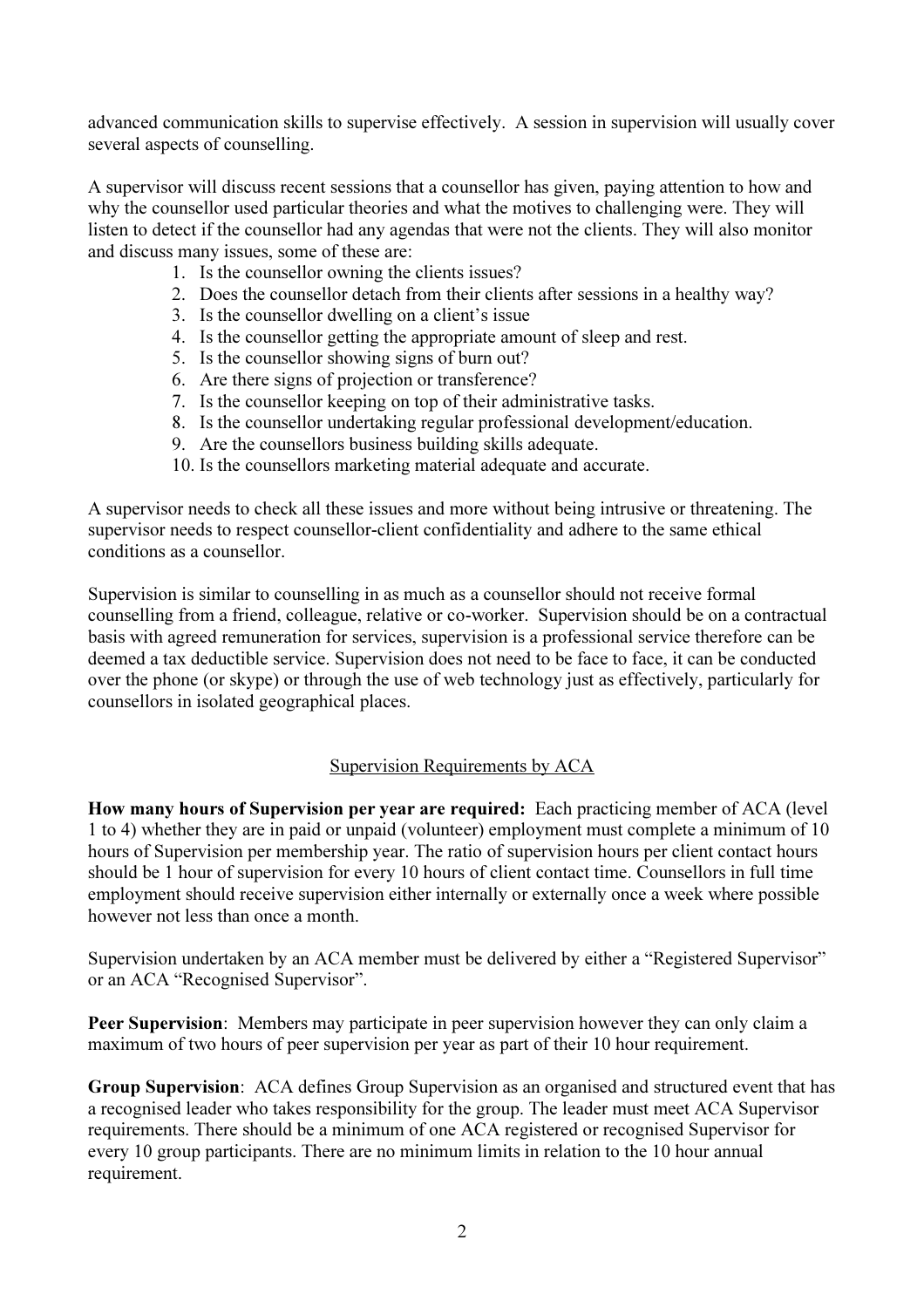advanced communication skills to supervise effectively. A session in supervision will usually cover several aspects of counselling.

A supervisor will discuss recent sessions that a counsellor has given, paying attention to how and why the counsellor used particular theories and what the motives to challenging were. They will listen to detect if the counsellor had any agendas that were not the clients. They will also monitor and discuss many issues, some of these are:

1. Is the counsellor owning the clients issues?
2. Does the counsellor detach from their clients after sessions in a healthy way?
3. Is the counsellor dwelling on a client's issue
4. Is the counsellor getting the appropriate amount of sleep and rest.
5. Is the counsellor showing signs of burn out?
6. Are there signs of projection or transference?
7. Is the counsellor keeping on top of their administrative tasks.
8. Is the counsellor undertaking regular professional development/education.
9. Are the counsellors business building skills adequate.
10. Is the counsellors marketing material adequate and accurate.

A supervisor needs to check all these issues and more without being intrusive or threatening. The supervisor needs to respect counsellor-client confidentiality and adhere to the same ethical conditions as a counsellor.

Supervision is similar to counselling in as much as a counsellor should not receive formal counselling from a friend, colleague, relative or co-worker. Supervision should be on a contractual basis with agreed remuneration for services, supervision is a professional service therefore can be deemed a tax deductible service. Supervision does not need to be face to face, it can be conducted over the phone (or skype) or through the use of web technology just as effectively, particularly for counsellors in isolated geographical places.

## Supervision Requirements by ACA

**How many hours of Supervision per year are required:** Each practicing member of ACA (level 1 to 4) whether they are in paid or unpaid (volunteer) employment must complete a minimum of 10 hours of Supervision per membership year. The ratio of supervision hours per client contact hours should be 1 hour of supervision for every 10 hours of client contact time. Counsellors in full time employment should receive supervision either internally or externally once a week where possible however not less than once a month.

Supervision undertaken by an ACA member must be delivered by either a "Registered Supervisor" or an ACA "Recognised Supervisor".

**Peer Supervision**: Members may participate in peer supervision however they can only claim a maximum of two hours of peer supervision per year as part of their 10 hour requirement.

**Group Supervision**: ACA defines Group Supervision as an organised and structured event that has a recognised leader who takes responsibility for the group. The leader must meet ACA Supervisor requirements. There should be a minimum of one ACA registered or recognised Supervisor for every 10 group participants. There are no minimum limits in relation to the 10 hour annual requirement.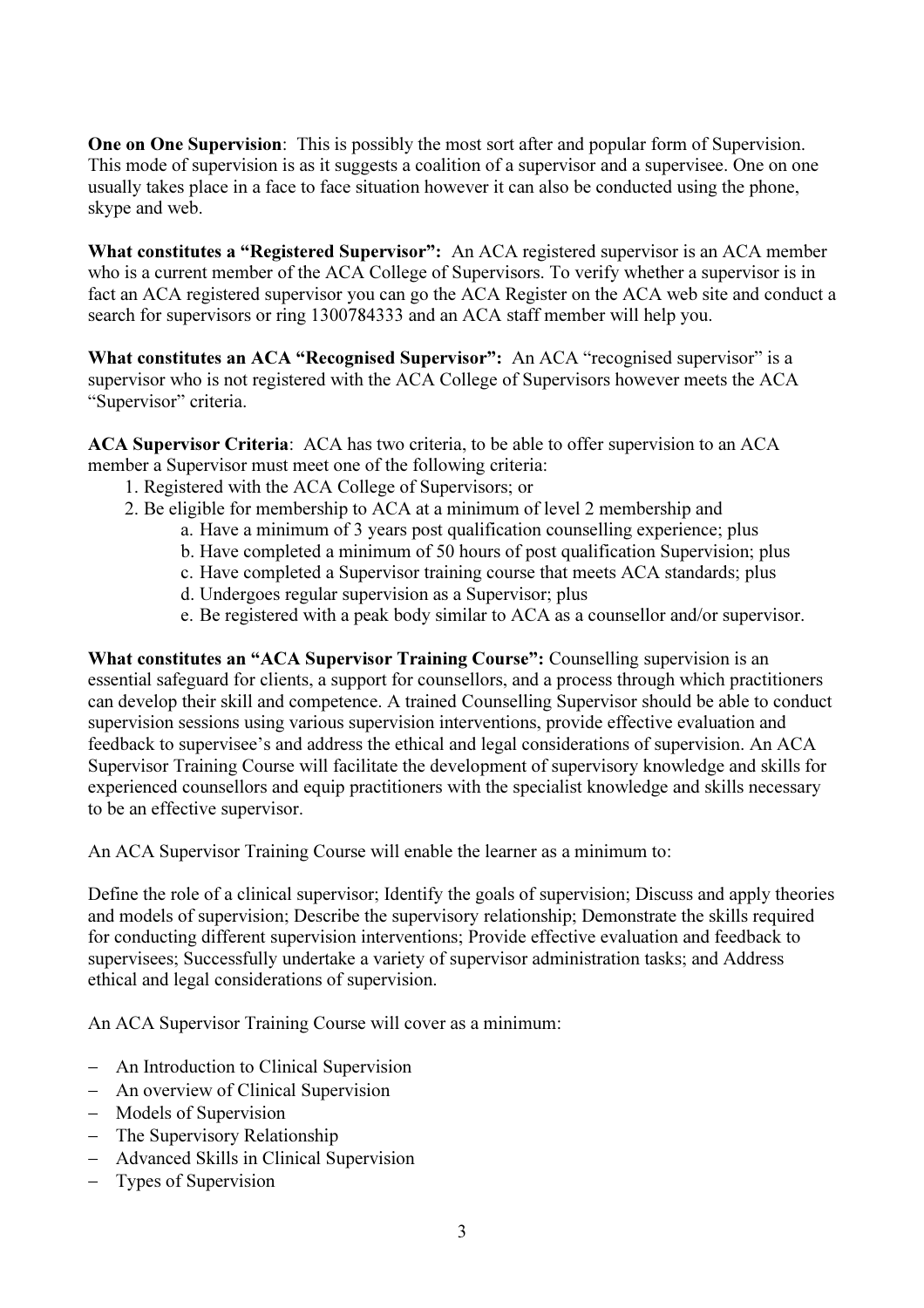**One on One Supervision**: This is possibly the most sort after and popular form of Supervision. This mode of supervision is as it suggests a coalition of a supervisor and a supervisee. One on one usually takes place in a face to face situation however it can also be conducted using the phone, skype and web.

**What constitutes a "Registered Supervisor":** An ACA registered supervisor is an ACA member who is a current member of the ACA College of Supervisors. To verify whether a supervisor is in fact an ACA registered supervisor you can go the ACA Register on the ACA web site and conduct a search for supervisors or ring 1300784333 and an ACA staff member will help you.

**What constitutes an ACA "Recognised Supervisor":** An ACA "recognised supervisor" is a supervisor who is not registered with the ACA College of Supervisors however meets the ACA "Supervisor" criteria.

**ACA Supervisor Criteria**: ACA has two criteria, to be able to offer supervision to an ACA member a Supervisor must meet one of the following criteria:

1. Registered with the ACA College of Supervisors; or
2. Be eligible for membership to ACA at a minimum of level 2 membership and
   a. Have a minimum of 3 years post qualification counselling experience; plus
   b. Have completed a minimum of 50 hours of post qualification Supervision; plus
   c. Have completed a Supervisor training course that meets ACA standards; plus
   d. Undergoes regular supervision as a Supervisor; plus
   e. Be registered with a peak body similar to ACA as a counsellor and/or supervisor.

**What constitutes an "ACA Supervisor Training Course":** Counselling supervision is an essential safeguard for clients, a support for counsellors, and a process through which practitioners can develop their skill and competence. A trained Counselling Supervisor should be able to conduct supervision sessions using various supervision interventions, provide effective evaluation and feedback to supervisee's and address the ethical and legal considerations of supervision. An ACA Supervisor Training Course will facilitate the development of supervisory knowledge and skills for experienced counsellors and equip practitioners with the specialist knowledge and skills necessary to be an effective supervisor.

An ACA Supervisor Training Course will enable the learner as a minimum to:

Define the role of a clinical supervisor; Identify the goals of supervision; Discuss and apply theories and models of supervision; Describe the supervisory relationship; Demonstrate the skills required for conducting different supervision interventions; Provide effective evaluation and feedback to supervisees; Successfully undertake a variety of supervisor administration tasks; and Address ethical and legal considerations of supervision.

An ACA Supervisor Training Course will cover as a minimum:

- An Introduction to Clinical Supervision
- An overview of Clinical Supervision
- Models of Supervision
- The Supervisory Relationship
- Advanced Skills in Clinical Supervision
- Types of Supervision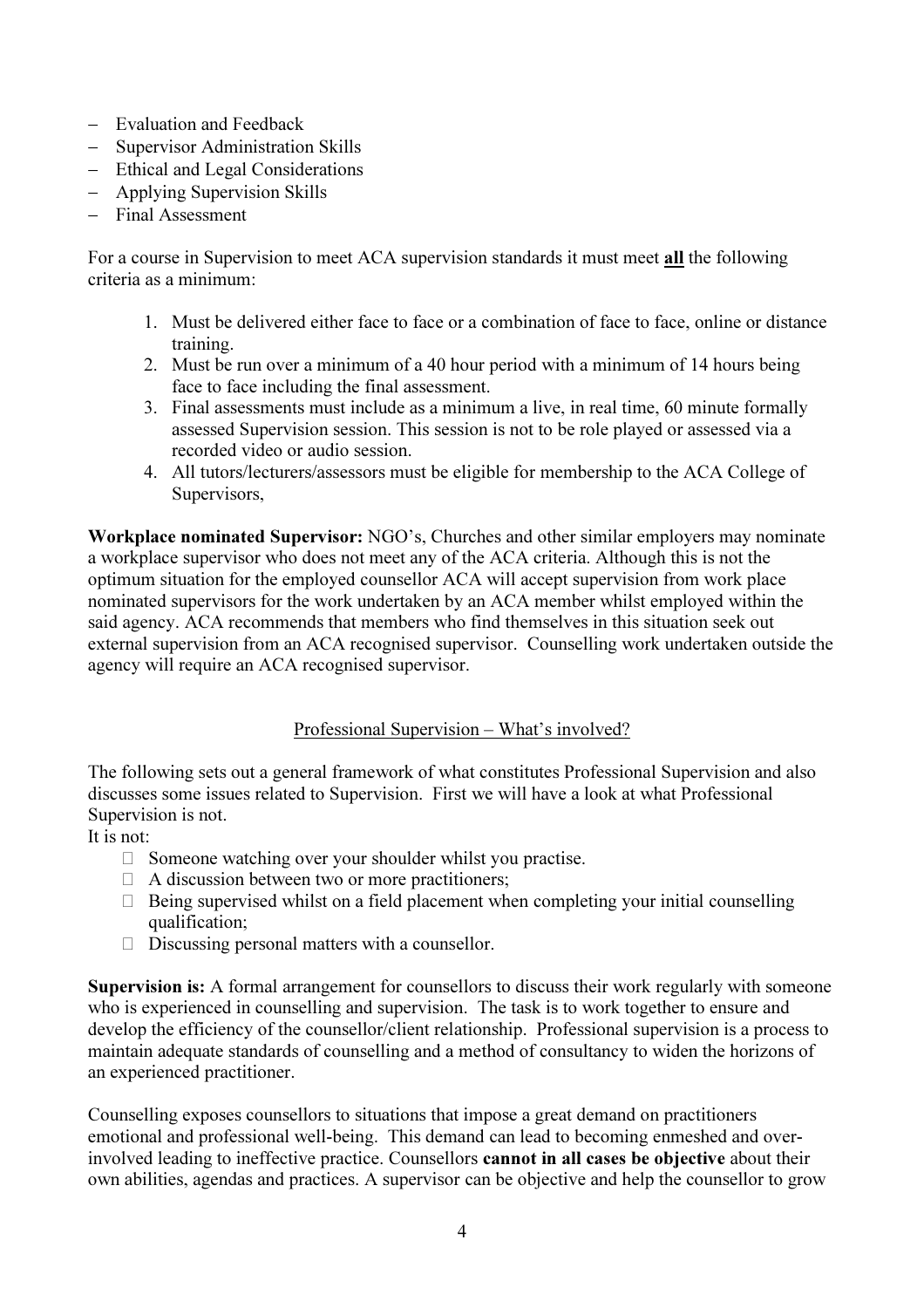- Evaluation and Feedback
- Supervisor Administration Skills
- Ethical and Legal Considerations
- Applying Supervision Skills
- Final Assessment

For a course in Supervision to meet ACA supervision standards it must meet **all** the following criteria as a minimum:

1. Must be delivered either face to face or a combination of face to face, online or distance training.
2. Must be run over a minimum of a 40 hour period with a minimum of 14 hours being face to face including the final assessment.
3. Final assessments must include as a minimum a live, in real time, 60 minute formally assessed Supervision session. This session is not to be role played or assessed via a recorded video or audio session.
4. All tutors/lecturers/assessors must be eligible for membership to the ACA College of Supervisors,

**Workplace nominated Supervisor:** NGO's, Churches and other similar employers may nominate a workplace supervisor who does not meet any of the ACA criteria. Although this is not the optimum situation for the employed counsellor ACA will accept supervision from work place nominated supervisors for the work undertaken by an ACA member whilst employed within the said agency. ACA recommends that members who find themselves in this situation seek out external supervision from an ACA recognised supervisor. Counselling work undertaken outside the agency will require an ACA recognised supervisor.

## Professional Supervision – What's involved?

The following sets out a general framework of what constitutes Professional Supervision and also discusses some issues related to Supervision. First we will have a look at what Professional Supervision is not.

It is not:

- Someone watching over your shoulder whilst you practise.
- A discussion between two or more practitioners;
- Being supervised whilst on a field placement when completing your initial counselling qualification;
- Discussing personal matters with a counsellor.

**Supervision is:** A formal arrangement for counsellors to discuss their work regularly with someone who is experienced in counselling and supervision. The task is to work together to ensure and develop the efficiency of the counsellor/client relationship. Professional supervision is a process to maintain adequate standards of counselling and a method of consultancy to widen the horizons of an experienced practitioner.

Counselling exposes counsellors to situations that impose a great demand on practitioners emotional and professional well-being. This demand can lead to becoming enmeshed and over-involved leading to ineffective practice. Counsellors **cannot in all cases be objective** about their own abilities, agendas and practices. A supervisor can be objective and help the counsellor to grow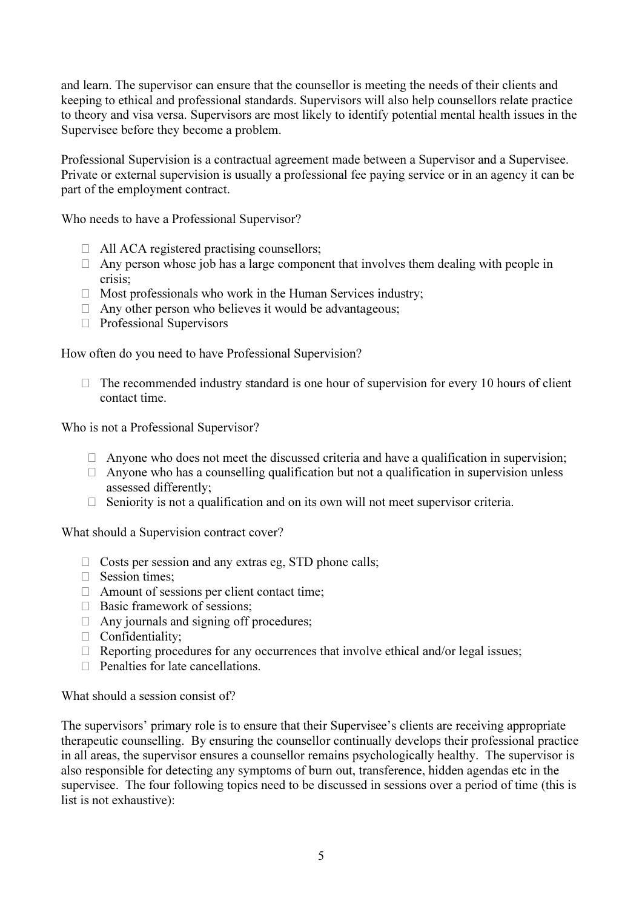and learn. The supervisor can ensure that the counsellor is meeting the needs of their clients and keeping to ethical and professional standards. Supervisors will also help counsellors relate practice to theory and visa versa. Supervisors are most likely to identify potential mental health issues in the Supervisee before they become a problem.

Professional Supervision is a contractual agreement made between a Supervisor and a Supervisee. Private or external supervision is usually a professional fee paying service or in an agency it can be part of the employment contract.

Who needs to have a Professional Supervisor?

- All ACA registered practising counsellors;
- Any person whose job has a large component that involves them dealing with people in crisis;
- Most professionals who work in the Human Services industry;
- Any other person who believes it would be advantageous;
- Professional Supervisors

How often do you need to have Professional Supervision?

- The recommended industry standard is one hour of supervision for every 10 hours of client contact time.

Who is not a Professional Supervisor?

- Anyone who does not meet the discussed criteria and have a qualification in supervision;
- Anyone who has a counselling qualification but not a qualification in supervision unless assessed differently;
- Seniority is not a qualification and on its own will not meet supervisor criteria.

What should a Supervision contract cover?

- Costs per session and any extras eg, STD phone calls;
- Session times;
- Amount of sessions per client contact time;
- Basic framework of sessions;
- Any journals and signing off procedures;
- Confidentiality;
- Reporting procedures for any occurrences that involve ethical and/or legal issues;
- Penalties for late cancellations.

What should a session consist of?

The supervisors' primary role is to ensure that their Supervisee's clients are receiving appropriate therapeutic counselling. By ensuring the counsellor continually develops their professional practice in all areas, the supervisor ensures a counsellor remains psychologically healthy. The supervisor is also responsible for detecting any symptoms of burn out, transference, hidden agendas etc in the supervisee. The four following topics need to be discussed in sessions over a period of time (this is list is not exhaustive):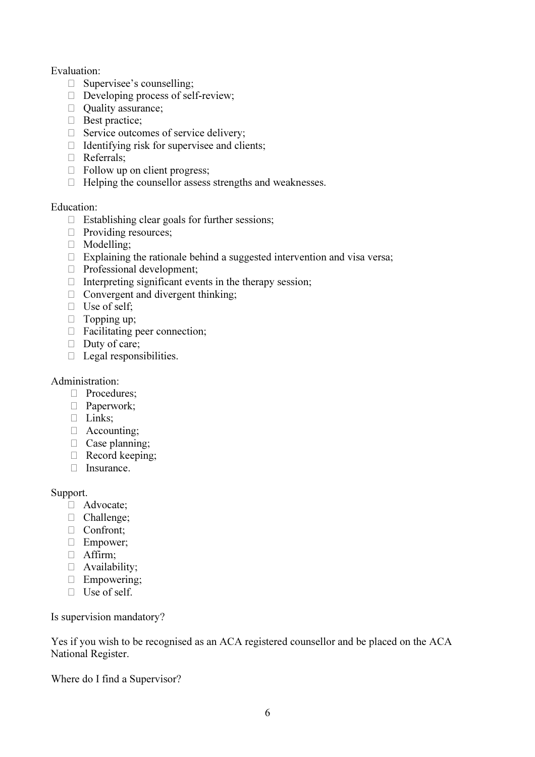Evaluation:

- Supervisee's counselling;
- Developing process of self-review;
- Quality assurance;
- Best practice;
- Service outcomes of service delivery;
- Identifying risk for supervisee and clients;
- Referrals;
- Follow up on client progress;
- Helping the counsellor assess strengths and weaknesses.

Education:

- Establishing clear goals for further sessions;
- Providing resources;
- Modelling;
- Explaining the rationale behind a suggested intervention and visa versa;
- Professional development;
- Interpreting significant events in the therapy session;
- Convergent and divergent thinking;
- Use of self;
- Topping up;
- Facilitating peer connection;
- Duty of care;
- Legal responsibilities.

Administration:

- Procedures;
- Paperwork;
- Links;
- Accounting;
- Case planning;
- Record keeping;
- Insurance.

Support.

- Advocate;
- Challenge;
- Confront;
- Empower;
- Affirm;
- Availability;
- Empowering;
- Use of self.

Is supervision mandatory?

Yes if you wish to be recognised as an ACA registered counsellor and be placed on the ACA National Register.

Where do I find a Supervisor?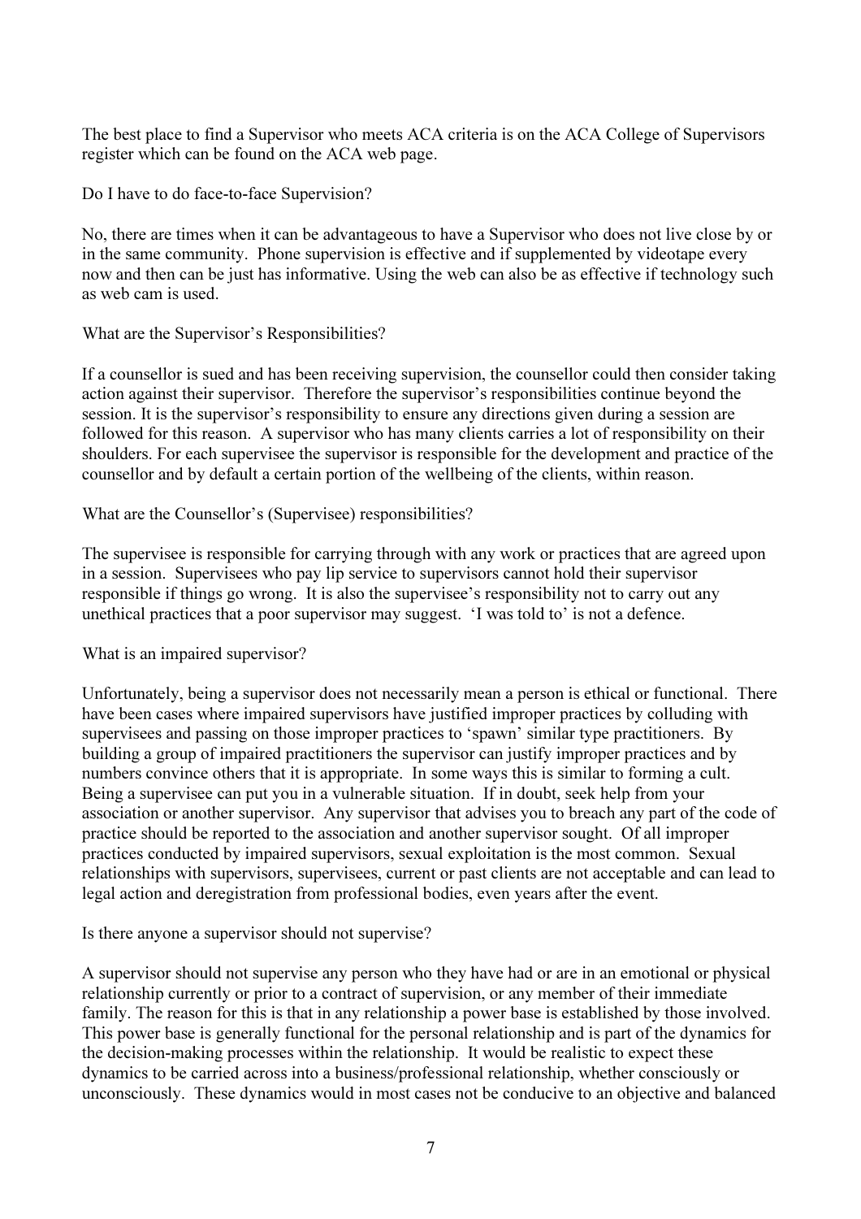The best place to find a Supervisor who meets ACA criteria is on the ACA College of Supervisors register which can be found on the ACA web page.

## Do I have to do face-to-face Supervision?

No, there are times when it can be advantageous to have a Supervisor who does not live close by or in the same community. Phone supervision is effective and if supplemented by videotape every now and then can be just has informative. Using the web can also be as effective if technology such as web cam is used.

## What are the Supervisor's Responsibilities?

If a counsellor is sued and has been receiving supervision, the counsellor could then consider taking action against their supervisor. Therefore the supervisor's responsibilities continue beyond the session. It is the supervisor's responsibility to ensure any directions given during a session are followed for this reason. A supervisor who has many clients carries a lot of responsibility on their shoulders. For each supervisee the supervisor is responsible for the development and practice of the counsellor and by default a certain portion of the wellbeing of the clients, within reason.

## What are the Counsellor's (Supervisee) responsibilities?

The supervisee is responsible for carrying through with any work or practices that are agreed upon in a session. Supervisees who pay lip service to supervisors cannot hold their supervisor responsible if things go wrong. It is also the supervisee's responsibility not to carry out any unethical practices that a poor supervisor may suggest. 'I was told to' is not a defence.

## What is an impaired supervisor?

Unfortunately, being a supervisor does not necessarily mean a person is ethical or functional. There have been cases where impaired supervisors have justified improper practices by colluding with supervisees and passing on those improper practices to 'spawn' similar type practitioners. By building a group of impaired practitioners the supervisor can justify improper practices and by numbers convince others that it is appropriate. In some ways this is similar to forming a cult. Being a supervisee can put you in a vulnerable situation. If in doubt, seek help from your association or another supervisor. Any supervisor that advises you to breach any part of the code of practice should be reported to the association and another supervisor sought. Of all improper practices conducted by impaired supervisors, sexual exploitation is the most common. Sexual relationships with supervisors, supervisees, current or past clients are not acceptable and can lead to legal action and deregistration from professional bodies, even years after the event.

## Is there anyone a supervisor should not supervise?

A supervisor should not supervise any person who they have had or are in an emotional or physical relationship currently or prior to a contract of supervision, or any member of their immediate family. The reason for this is that in any relationship a power base is established by those involved. This power base is generally functional for the personal relationship and is part of the dynamics for the decision-making processes within the relationship. It would be realistic to expect these dynamics to be carried across into a business/professional relationship, whether consciously or unconsciously. These dynamics would in most cases not be conducive to an objective and balanced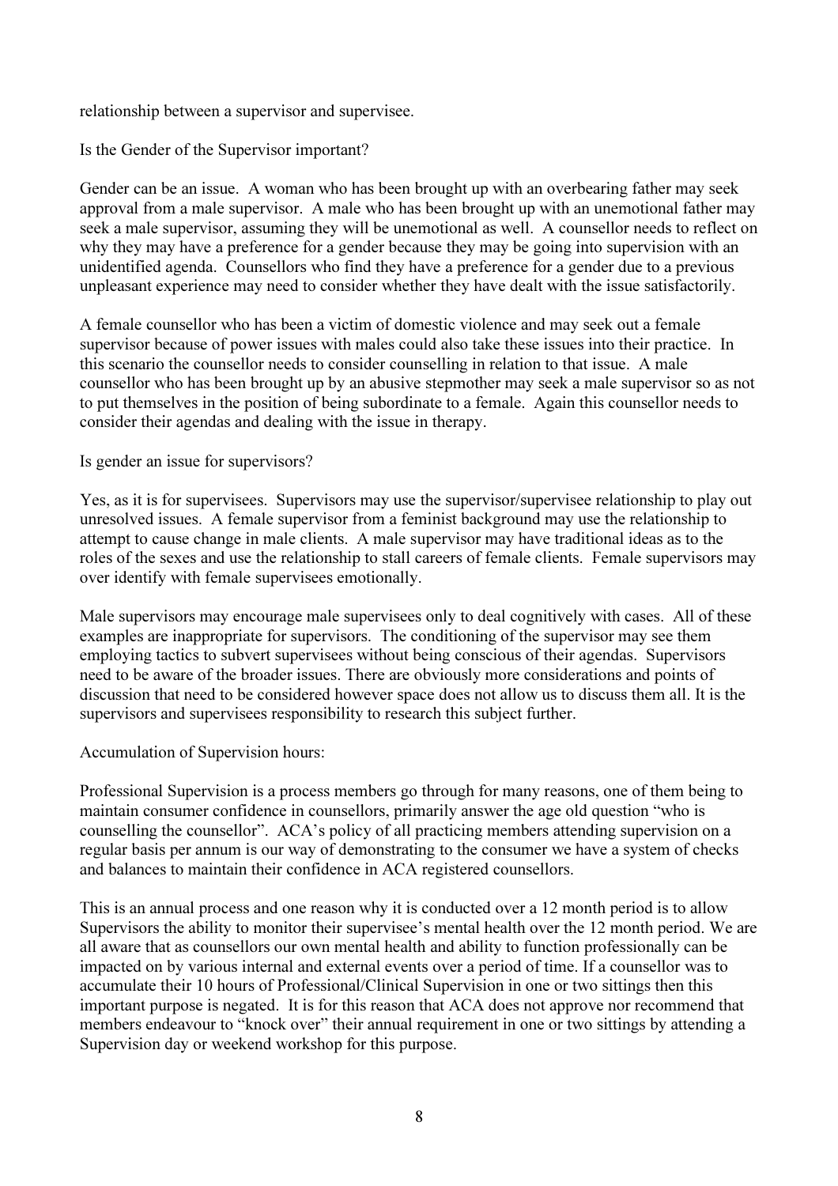relationship between a supervisor and supervisee.

Is the Gender of the Supervisor important?

Gender can be an issue. A woman who has been brought up with an overbearing father may seek approval from a male supervisor. A male who has been brought up with an unemotional father may seek a male supervisor, assuming they will be unemotional as well. A counsellor needs to reflect on why they may have a preference for a gender because they may be going into supervision with an unidentified agenda. Counsellors who find they have a preference for a gender due to a previous unpleasant experience may need to consider whether they have dealt with the issue satisfactorily.

A female counsellor who has been a victim of domestic violence and may seek out a female supervisor because of power issues with males could also take these issues into their practice. In this scenario the counsellor needs to consider counselling in relation to that issue. A male counsellor who has been brought up by an abusive stepmother may seek a male supervisor so as not to put themselves in the position of being subordinate to a female. Again this counsellor needs to consider their agendas and dealing with the issue in therapy.

Is gender an issue for supervisors?

Yes, as it is for supervisees. Supervisors may use the supervisor/supervisee relationship to play out unresolved issues. A female supervisor from a feminist background may use the relationship to attempt to cause change in male clients. A male supervisor may have traditional ideas as to the roles of the sexes and use the relationship to stall careers of female clients. Female supervisors may over identify with female supervisees emotionally.

Male supervisors may encourage male supervisees only to deal cognitively with cases. All of these examples are inappropriate for supervisors. The conditioning of the supervisor may see them employing tactics to subvert supervisees without being conscious of their agendas. Supervisors need to be aware of the broader issues. There are obviously more considerations and points of discussion that need to be considered however space does not allow us to discuss them all. It is the supervisors and supervisees responsibility to research this subject further.

Accumulation of Supervision hours:

Professional Supervision is a process members go through for many reasons, one of them being to maintain consumer confidence in counsellors, primarily answer the age old question "who is counselling the counsellor". ACA's policy of all practicing members attending supervision on a regular basis per annum is our way of demonstrating to the consumer we have a system of checks and balances to maintain their confidence in ACA registered counsellors.

This is an annual process and one reason why it is conducted over a 12 month period is to allow Supervisors the ability to monitor their supervisee's mental health over the 12 month period. We are all aware that as counsellors our own mental health and ability to function professionally can be impacted on by various internal and external events over a period of time. If a counsellor was to accumulate their 10 hours of Professional/Clinical Supervision in one or two sittings then this important purpose is negated. It is for this reason that ACA does not approve nor recommend that members endeavour to "knock over" their annual requirement in one or two sittings by attending a Supervision day or weekend workshop for this purpose.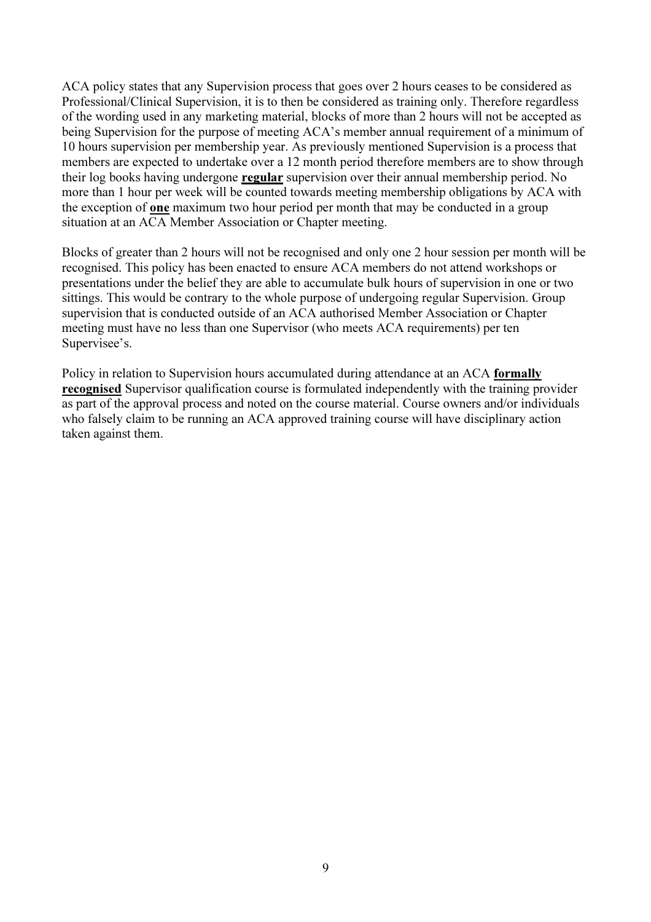ACA policy states that any Supervision process that goes over 2 hours ceases to be considered as Professional/Clinical Supervision, it is to then be considered as training only. Therefore regardless of the wording used in any marketing material, blocks of more than 2 hours will not be accepted as being Supervision for the purpose of meeting ACA's member annual requirement of a minimum of 10 hours supervision per membership year. As previously mentioned Supervision is a process that members are expected to undertake over a 12 month period therefore members are to show through their log books having undergone **regular** supervision over their annual membership period. No more than 1 hour per week will be counted towards meeting membership obligations by ACA with the exception of **one** maximum two hour period per month that may be conducted in a group situation at an ACA Member Association or Chapter meeting.

Blocks of greater than 2 hours will not be recognised and only one 2 hour session per month will be recognised. This policy has been enacted to ensure ACA members do not attend workshops or presentations under the belief they are able to accumulate bulk hours of supervision in one or two sittings. This would be contrary to the whole purpose of undergoing regular Supervision. Group supervision that is conducted outside of an ACA authorised Member Association or Chapter meeting must have no less than one Supervisor (who meets ACA requirements) per ten Supervisee's.

Policy in relation to Supervision hours accumulated during attendance at an ACA **formally recognised** Supervisor qualification course is formulated independently with the training provider as part of the approval process and noted on the course material. Course owners and/or individuals who falsely claim to be running an ACA approved training course will have disciplinary action taken against them.